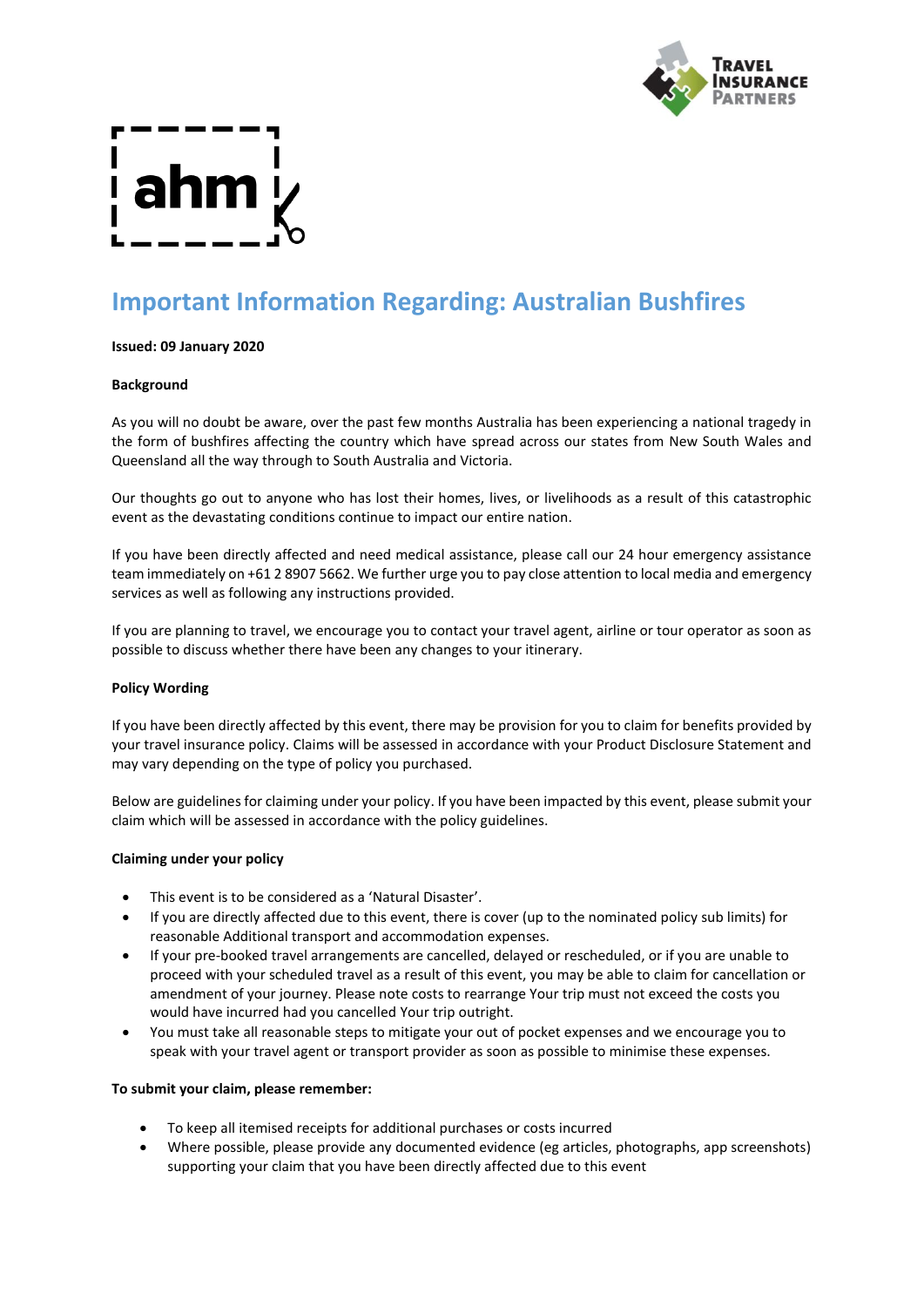# Important Information Regarding: Australian Bushfires

**Issued: 09 January 2020**

**Background**

As you will no doubt be aware, over the past few months Australia has been experiencing a national tragedy in the form of bushfires affecting the country which have spread across our states from New South Wales and Queensland all the way through to South Australia and Victoria.

Our thoughts go out to anyone who has lost their homes, lives, or livelihoods as a result of this catastrophic event as the devastating conditions continue to impact our entire nation.

If you have been directly affected and need medical assistance, please call our 24 hour emergency assistance team immediately on +61 2 8907 5662. We further urge you to pay close attention to local media and emergency services as well as following any instructions provided.

If you are planning to travel, we encourage you to contact your travel agent, airline or tour operator as soon as possible to discuss whether there have been any changes to your itinerary.

**Policy Wording**

If you have been directly affected by this event, there may be provision for you to claim for benefits provided by your travel insurance policy. Claims will be assessed in accordance with your Product Disclosure Statement and may vary depending on the type of policy you purchased.

Below are guidelines for claiming under your policy. If you have been impacted by this event, please submit your claim which will be assessed in accordance with the policy guidelines.

**Claiming under your policy**

- This event is to be considered as a 'Natural Disaster'.
- If you are directly affected due to this event, there is cover (up to the nominated policy sub limits) for reasonable Additional transport and accommodation expenses.
- If your pre-booked travel arrangements are cancelled, delayed or rescheduled, or if you are unable to proceed with your scheduled travel as a result of this event, you may be able to claim for cancellation or amendment of your journey. Please note costs to rearrange Your trip must not exceed the costs you would have incurred had you cancelled Your trip outright.
- You must take all reasonable steps to mitigate your out of pocket expenses and we encourage you to speak with your travel agent or transport provider as soon as possible to minimise these expenses.

**To submit your claim, please remember:**

- To keep all itemised receipts for additional purchases or costs incurred
- Where possible, please provide any documented evidence (eg articles, photographs, app screenshots) supporting your claim that you have been directly affected due to this event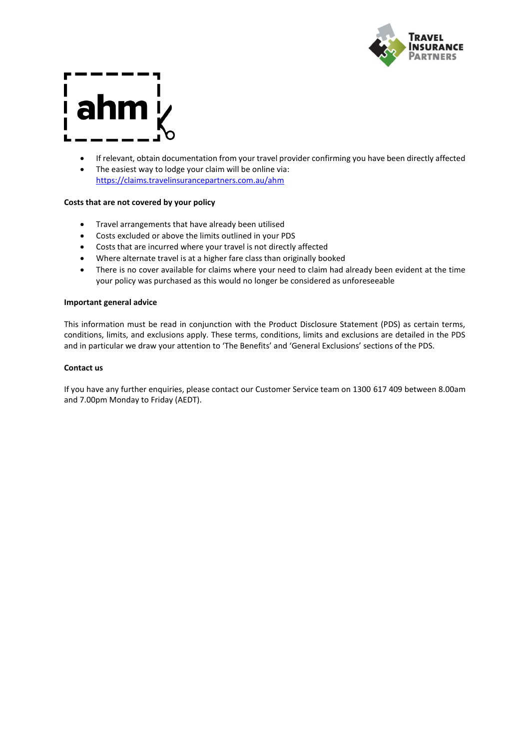- If relevant, obtain documentation from your travel provider confirming you have been directly affected
- The easiest way to lodge your claim will be online via: https://claims.travelinsurancepartners.com.au/ahm

**Costs that are not covered by your policy**

- Travel arrangements that have already been utilised
- Costs excluded or above the limits outlined in your PDS
- Costs that are incurred where your travel is not directly affected
- Where alternate travel is at a higher fare class than originally booked
- There is no cover available for claims where your need to claim had already been evident at the time your policy was purchased as this would no longer be considered as unforeseeable

**Important general advice**

This information must be read in conjunction with the Product Disclosure Statement (PDS) as certain terms, conditions, limits, and exclusions apply. These terms, conditions, limits and exclusions are detailed in the PDS and in particular we draw your attention to 'The Benefits' and 'General Exclusions' sections of the PDS.

**Contact us**

If you have any further enquiries, please contact our Customer Service team on 1300 617 409 between 8.00am and 7.00pm Monday to Friday (AEDT).